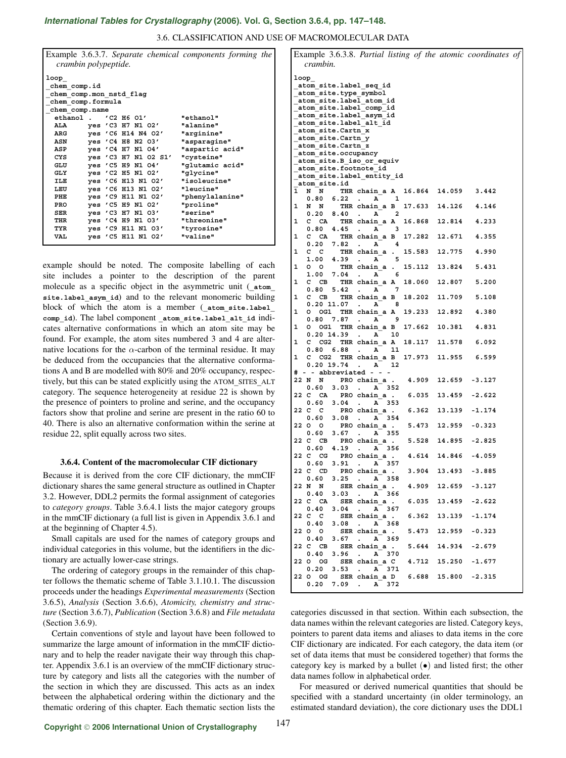Example 3.6.3.7. *Separate chemical components forming the crambin polypeptide.*

```
loop_
_chem_comp.id
_chem_comp.mon_nstd_flag
_chem_comp.formula
_chem_comp.name
  ethanol .   'C2 H6 O1'          "ethanol"
  ALA     yes 'C3 H7 N1 O2'       "alanine"
  ARG     yes 'C6 H14 N4 O2'      "arginine"
  ASN     yes 'C4 H8 N2 O3'       "asparagine"
  ASP     yes 'C4 H7 N1 O4'       "aspartic acid"
  CYS     yes 'C3 H7 N1 O2 S1'    "cysteine"
  GLU     yes 'C5 H9 N1 O4'       "glutamic acid"
  GLY     yes 'C2 H5 N1 O2'       "glycine"
  ILE     yes 'C6 H13 N1 O2'      "isoleucine"
  LEU     yes 'C6 H13 N1 O2'      "leucine"
  PHE     yes 'C9 H11 N1 O2'      "phenylalanine"
  PRO     yes 'C5 H9 N1 O2'       "proline"
  SER     yes 'C3 H7 N1 O3'       "serine"
  THR     yes 'C4 H9 N1 O3'       "threonine"
  TYR     yes 'C9 H11 N1 O3'      "tyrosine"
  VAL     yes 'C5 H11 N1 O2'      "valine"
```

example should be noted. The composite labelling of each site includes a pointer to the description of the parent molecule as a specific object in the asymmetric unit (**_atom_site.label_asym_id**) and to the relevant monomeric building block of which the atom is a member (**_atom_site.label_comp_id**). The label component **_atom_site.label_alt_id** indicates alternative conformations in which an atom site may be found. For example, the atom sites numbered 3 and 4 are alternative locations for the $\alpha$-carbon of the terminal residue. It may be deduced from the occupancies that the alternative conformations A and B are modelled with 80% and 20% occupancy, respectively, but this can be stated explicitly using the ATOM_SITES_ALT category. The sequence heterogeneity at residue 22 is shown by the presence of pointers to proline and serine, and the occupancy factors show that proline and serine are present in the ratio 60 to 40. There is also an alternative conformation within the serine at residue 22, split equally across two sites.

Example 3.6.3.8. *Partial listing of the atomic coordinates of crambin.*

```
loop_
_atom_site.label_seq_id
_atom_site.type_symbol
_atom_site.label_atom_id
_atom_site.label_comp_id
_atom_site.label_asym_id
_atom_site.label_alt_id
_atom_site.Cartn_x
_atom_site.Cartn_y
_atom_site.Cartn_z
_atom_site.occupancy
_atom_site.B_iso_or_equiv
_atom_site.footnote_id
_atom_site.label_entity_id
_atom_site.id
1  N  N    THR chain_a A  16.864  14.059   3.442
   0.80  6.22  .  A    1
1  N  N    THR chain_a B  17.633  14.126   4.146
   0.20  8.40  .  A    2
1  C  CA   THR chain_a A  16.868  12.814   4.233
   0.80  4.45  .  A    3
1  C  CA   THR chain_a B  17.282  12.671   4.355
   0.20  7.82  .  A    4
1  C  C    THR chain_a .  15.583  12.775   4.990
   1.00  4.39  .  A    5
1  O  O    THR chain_a .  15.112  13.824   5.431
   1.00  7.04  .  A    6
1  C  CB   THR chain_a A  18.060  12.807   5.200
   0.80  5.42  .  A    7
1  C  CB   THR chain_a B  18.202  11.709   5.108
   0.20 11.07  .  A    8
1  O  OG1  THR chain_a A  19.233  12.892   4.380
   0.80  7.87  .  A    9
1  O  OG1  THR chain_a B  17.662  10.381   4.831
   0.20 14.39  .  A   10
1  C  CG2  THR chain_a A  18.117  11.578   6.092
   0.80  6.88  .  A   11
1  C  CG2  THR chain_a B  17.973  11.955   6.599
   0.20 19.74  .  A   12
# - - abbreviated - - -
22 N  N    PRO chain_a .   4.909  12.659  -3.127
   0.60  3.03  .  A  352
22 C  CA   PRO chain_a .   6.035  13.459  -2.622
   0.60  3.04  .  A  353
22 C  C    PRO chain_a .   6.362  13.139  -1.174
   0.60  3.08  .  A  354
22 O  O    PRO chain_a .   5.473  12.959  -0.323
   0.60  3.67  .  A  355
22 C  CB   PRO chain_a .   5.528  14.895  -2.825
   0.60  4.19  .  A  356
22 C  CG   PRO chain_a .   4.614  14.846  -4.059
   0.60  3.91  .  A  357
22 C  CD   PRO chain_a .   3.904  13.493  -3.885
   0.60  3.25  .  A  358
22 N  N    SER chain_a .   4.909  12.659  -3.127
   0.40  3.03  .  A  366
22 C  CA   SER chain_a .   6.035  13.459  -2.622
   0.40  3.04  .  A  367
22 C  C    SER chain_a .   6.362  13.139  -1.174
   0.40  3.08  .  A  368
22 O  O    SER chain_a .   5.473  12.959  -0.323
   0.40  3.67  .  A  369
22 C  CB   SER chain_a .   5.644  14.934  -2.679
   0.40  3.96  .  A  370
22 O  OG   SER chain_a C   4.712  15.250  -1.677
   0.20  3.53  .  A  371
22 O  OG   SER chain_a D   6.688  15.800  -2.315
   0.20  7.09  .  A  372
```

### 3.6.4. Content of the macromolecular CIF dictionary

Because it is derived from the core CIF dictionary, the mmCIF dictionary shares the same general structure as outlined in Chapter 3.2. However, DDL2 permits the formal assignment of categories to *category groups*. Table 3.6.4.1 lists the major category groups in the mmCIF dictionary (a full list is given in Appendix 3.6.1 and at the beginning of Chapter 4.5).

Small capitals are used for the names of category groups and individual categories in this volume, but the identifiers in the dictionary are actually lower-case strings.

The ordering of category groups in the remainder of this chapter follows the thematic scheme of Table 3.1.10.1. The discussion proceeds under the headings *Experimental measurements* (Section 3.6.5), *Analysis* (Section 3.6.6), *Atomicity, chemistry and structure* (Section 3.6.7), *Publication* (Section 3.6.8) and *File metadata* (Section 3.6.9).

Certain conventions of style and layout have been followed to summarize the large amount of information in the mmCIF dictionary and to help the reader navigate their way through this chapter. Appendix 3.6.1 is an overview of the mmCIF dictionary structure by category and lists all the categories with the number of the section in which they are discussed. This acts as an index between the alphabetical ordering within the dictionary and the thematic ordering of this chapter. Each thematic section lists the categories discussed in that section. Within each subsection, the data names within the relevant categories are listed. Category keys, pointers to parent data items and aliases to data items in the core CIF dictionary are indicated. For each category, the data item (or set of data items that must be considered together) that forms the category key is marked by a bullet (•) and listed first; the other data names follow in alphabetical order.

For measured or derived numerical quantities that should be specified with a standard uncertainty (in older terminology, an estimated standard deviation), the core dictionary uses the DDL1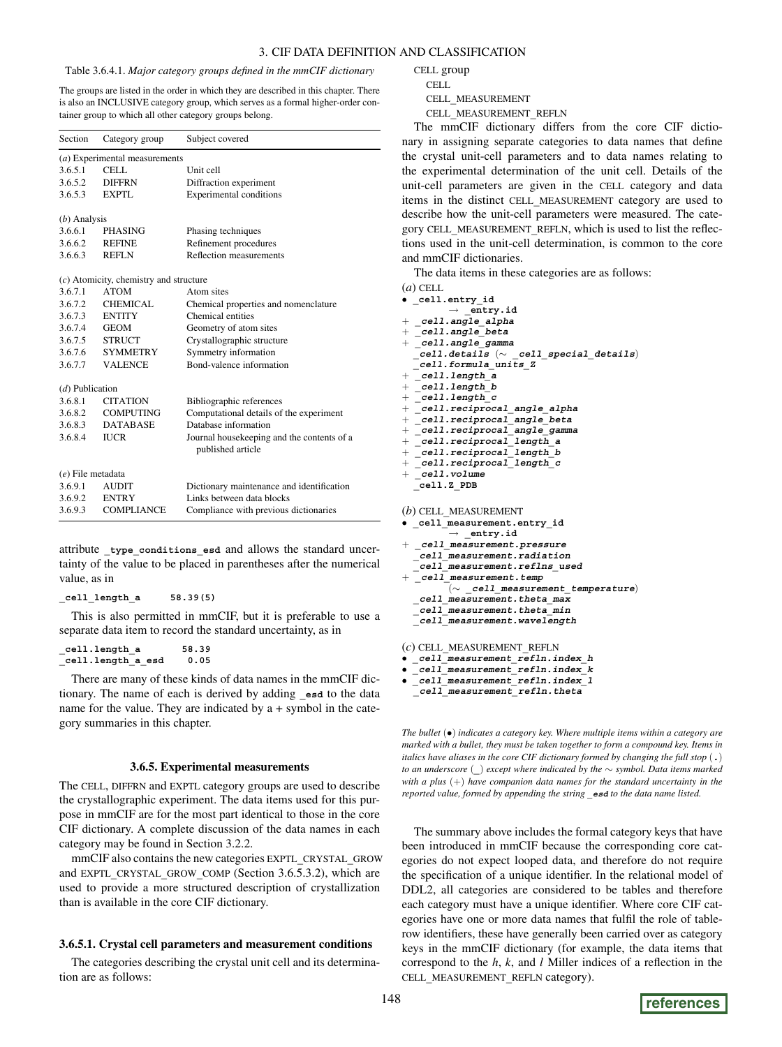Table 3.6.4.1. *Major category groups defined in the mmCIF dictionary*

The groups are listed in the order in which they are described in this chapter. There is also an INCLUSIVE category group, which serves as a formal higher-order container group to which all other category groups belong.

| Section | Category group | Subject covered |
|---|---|---|
| (*a*) Experimental measurements | | |
| 3.6.5.1 | CELL | Unit cell |
| 3.6.5.2 | DIFFRN | Diffraction experiment |
| 3.6.5.3 | EXPTL | Experimental conditions |
| (*b*) Analysis | | |
| 3.6.6.1 | PHASING | Phasing techniques |
| 3.6.6.2 | REFINE | Refinement procedures |
| 3.6.6.3 | REFLN | Reflection measurements |
| (*c*) Atomicity, chemistry and structure | | |
| 3.6.7.1 | ATOM | Atom sites |
| 3.6.7.2 | CHEMICAL | Chemical properties and nomenclature |
| 3.6.7.3 | ENTITY | Chemical entities |
| 3.6.7.4 | GEOM | Geometry of atom sites |
| 3.6.7.5 | STRUCT | Crystallographic structure |
| 3.6.7.6 | SYMMETRY | Symmetry information |
| 3.6.7.7 | VALENCE | Bond-valence information |
| (*d*) Publication | | |
| 3.6.8.1 | CITATION | Bibliographic references |
| 3.6.8.2 | COMPUTING | Computational details of the experiment |
| 3.6.8.3 | DATABASE | Database information |
| 3.6.8.4 | IUCR | Journal housekeeping and the contents of a published article |
| (*e*) File metadata | | |
| 3.6.9.1 | AUDIT | Dictionary maintenance and identification |
| 3.6.9.2 | ENTRY | Links between data blocks |
| 3.6.9.3 | COMPLIANCE | Compliance with previous dictionaries |

attribute **_type_conditions_esd** and allows the standard uncertainty of the value to be placed in parentheses after the numerical value, as in

```
_cell_length_a      58.39(5)
```

This is also permitted in mmCIF, but it is preferable to use a separate data item to record the standard uncertainty, as in

```
_cell.length_a          58.39
_cell.length_a_esd       0.05
```

There are many of these kinds of data names in the mmCIF dictionary. The name of each is derived by adding **_esd** to the data name for the value. They are indicated by a + symbol in the category summaries in this chapter.

### 3.6.5. Experimental measurements

The CELL, DIFFRN and EXPTL category groups are used to describe the crystallographic experiment. The data items used for this purpose in mmCIF are for the most part identical to those in the core CIF dictionary. A complete discussion of the data names in each category may be found in Section 3.2.2.

mmCIF also contains the new categories EXPTL_CRYSTAL_GROW and EXPTL_CRYSTAL_GROW_COMP (Section 3.6.5.3.2), which are used to provide a more structured description of crystallization than is available in the core CIF dictionary.

#### 3.6.5.1. Crystal cell parameters and measurement conditions

The categories describing the crystal unit cell and its determination are as follows:

CELL group
- CELL
- CELL_MEASUREMENT
- CELL_MEASUREMENT_REFLN

The mmCIF dictionary differs from the core CIF dictionary in assigning separate categories to data names that define the crystal unit-cell parameters and to data names relating to the experimental determination of the unit cell. Details of the unit-cell parameters are given in the CELL category and data items in the distinct CELL_MEASUREMENT category are used to describe how the unit-cell parameters were measured. The category CELL_MEASUREMENT_REFLN, which is used to list the reflections used in the unit-cell determination, is common to the core and mmCIF dictionaries.

The data items in these categories are as follows:

(*a*) CELL
- • **_cell.entry_id**
  - → **_entry.id**
- + ***_cell.angle_alpha***
- + ***_cell.angle_beta***
- + ***_cell.angle_gamma***
- ***_cell.details*** (∼ ***_cell_special_details***)
- ***_cell.formula_units_Z***
- + ***_cell.length_a***
- + ***_cell.length_b***
- + ***_cell.length_c***
- + ***_cell.reciprocal_angle_alpha***
- + ***_cell.reciprocal_angle_beta***
- + ***_cell.reciprocal_angle_gamma***
- + ***_cell.reciprocal_length_a***
- + ***_cell.reciprocal_length_b***
- + ***_cell.reciprocal_length_c***
- + ***_cell.volume***
- **_cell.Z_PDB**

(*b*) CELL_MEASUREMENT
- • **_cell_measurement.entry_id**
  - → **_entry.id**
- + ***_cell_measurement.pressure***
- ***_cell_measurement.radiation***
- ***_cell_measurement.reflns_used***
- + ***_cell_measurement.temp***
  - (∼ ***_cell_measurement_temperature***)
- ***_cell_measurement.theta_max***
- ***_cell_measurement.theta_min***
- ***_cell_measurement.wavelength***

(*c*) CELL_MEASUREMENT_REFLN
- • ***_cell_measurement_refln.index_h***
- • ***_cell_measurement_refln.index_k***
- • ***_cell_measurement_refln.index_l***
- ***_cell_measurement_refln.theta***

*The bullet (•) indicates a category key. Where multiple items within a category are marked with a bullet, they must be taken together to form a compound key. Items in italics have aliases in the core CIF dictionary formed by changing the full stop (*`.`*) to an underscore (_) except where indicated by the ∼ symbol. Data items marked with a plus (+) have companion data names for the standard uncertainty in the reported value, formed by appending the string* **_esd** *to the data name listed.*

The summary above includes the formal category keys that have been introduced in mmCIF because the corresponding core categories do not expect looped data, and therefore do not require the specification of a unique identifier. In the relational model of DDL2, all categories are considered to be tables and therefore each category must have a unique identifier. Where core CIF categories have one or more data names that fulfil the role of table-row identifiers, these have generally been carried over as category keys in the mmCIF dictionary (for example, the data items that correspond to the *h*, *k*, and *l* Miller indices of a reflection in the CELL_MEASUREMENT_REFLN category).